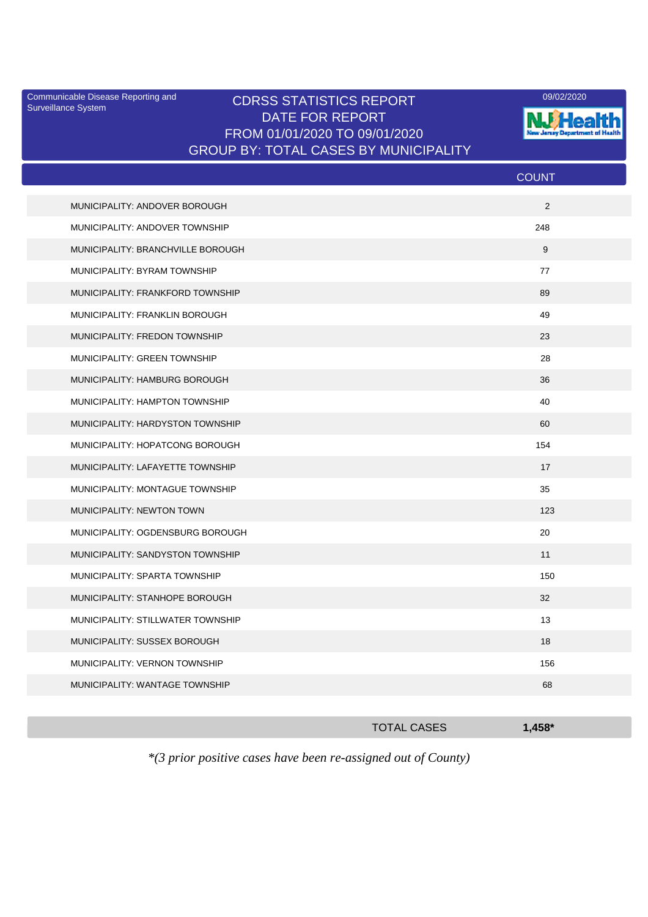Communicable Disease Reporting and Surveillance System

09/02/2020

# CDRSS STATISTICS REPORT
## DATE FOR REPORT
## FROM 01/01/2020 TO 09/01/2020
## GROUP BY: TOTAL CASES BY MUNICIPALITY

| | COUNT |
|---|---|
| MUNICIPALITY: ANDOVER BOROUGH | 2 |
| MUNICIPALITY: ANDOVER TOWNSHIP | 248 |
| MUNICIPALITY: BRANCHVILLE BOROUGH | 9 |
| MUNICIPALITY: BYRAM TOWNSHIP | 77 |
| MUNICIPALITY: FRANKFORD TOWNSHIP | 89 |
| MUNICIPALITY: FRANKLIN BOROUGH | 49 |
| MUNICIPALITY: FREDON TOWNSHIP | 23 |
| MUNICIPALITY: GREEN TOWNSHIP | 28 |
| MUNICIPALITY: HAMBURG BOROUGH | 36 |
| MUNICIPALITY: HAMPTON TOWNSHIP | 40 |
| MUNICIPALITY: HARDYSTON TOWNSHIP | 60 |
| MUNICIPALITY: HOPATCONG BOROUGH | 154 |
| MUNICIPALITY: LAFAYETTE TOWNSHIP | 17 |
| MUNICIPALITY: MONTAGUE TOWNSHIP | 35 |
| MUNICIPALITY: NEWTON TOWN | 123 |
| MUNICIPALITY: OGDENSBURG BOROUGH | 20 |
| MUNICIPALITY: SANDYSTON TOWNSHIP | 11 |
| MUNICIPALITY: SPARTA TOWNSHIP | 150 |
| MUNICIPALITY: STANHOPE BOROUGH | 32 |
| MUNICIPALITY: STILLWATER TOWNSHIP | 13 |
| MUNICIPALITY: SUSSEX BOROUGH | 18 |
| MUNICIPALITY: VERNON TOWNSHIP | 156 |
| MUNICIPALITY: WANTAGE TOWNSHIP | 68 |
| TOTAL CASES | **1,458*** |

*\*(3 prior positive cases have been re-assigned out of County)*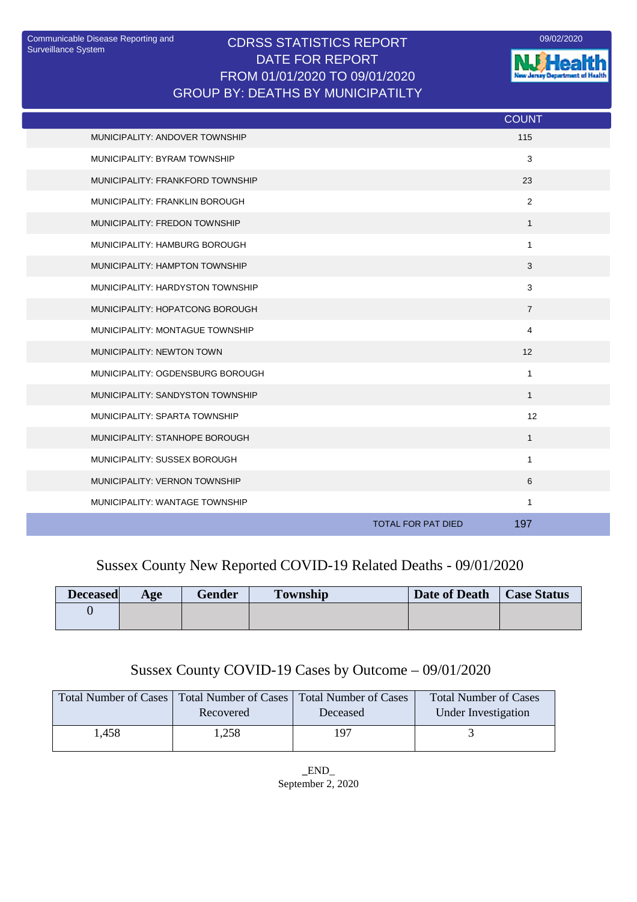Communicable Disease Reporting and Surveillance System

# CDRSS STATISTICS REPORT
## DATE FOR REPORT
## FROM 01/01/2020 TO 09/01/2020
## GROUP BY: DEATHS BY MUNICIPATILTY

09/02/2020

| | COUNT |
|---|---|
| MUNICIPALITY: ANDOVER TOWNSHIP | 115 |
| MUNICIPALITY: BYRAM TOWNSHIP | 3 |
| MUNICIPALITY: FRANKFORD TOWNSHIP | 23 |
| MUNICIPALITY: FRANKLIN BOROUGH | 2 |
| MUNICIPALITY: FREDON TOWNSHIP | 1 |
| MUNICIPALITY: HAMBURG BOROUGH | 1 |
| MUNICIPALITY: HAMPTON TOWNSHIP | 3 |
| MUNICIPALITY: HARDYSTON TOWNSHIP | 3 |
| MUNICIPALITY: HOPATCONG BOROUGH | 7 |
| MUNICIPALITY: MONTAGUE TOWNSHIP | 4 |
| MUNICIPALITY: NEWTON TOWN | 12 |
| MUNICIPALITY: OGDENSBURG BOROUGH | 1 |
| MUNICIPALITY: SANDYSTON TOWNSHIP | 1 |
| MUNICIPALITY: SPARTA TOWNSHIP | 12 |
| MUNICIPALITY: STANHOPE BOROUGH | 1 |
| MUNICIPALITY: SUSSEX BOROUGH | 1 |
| MUNICIPALITY: VERNON TOWNSHIP | 6 |
| MUNICIPALITY: WANTAGE TOWNSHIP | 1 |
| TOTAL FOR PAT DIED | 197 |

## Sussex County New Reported COVID-19 Related Deaths - 09/01/2020

| Deceased | Age | Gender | Township | Date of Death | Case Status |
|---|---|---|---|---|---|
| 0 | | | | | |

## Sussex County COVID-19 Cases by Outcome – 09/01/2020

| Total Number of Cases | Total Number of Cases Recovered | Total Number of Cases Deceased | Total Number of Cases Under Investigation |
|---|---|---|---|
| 1,458 | 1,258 | 197 | 3 |

_END_
September 2, 2020